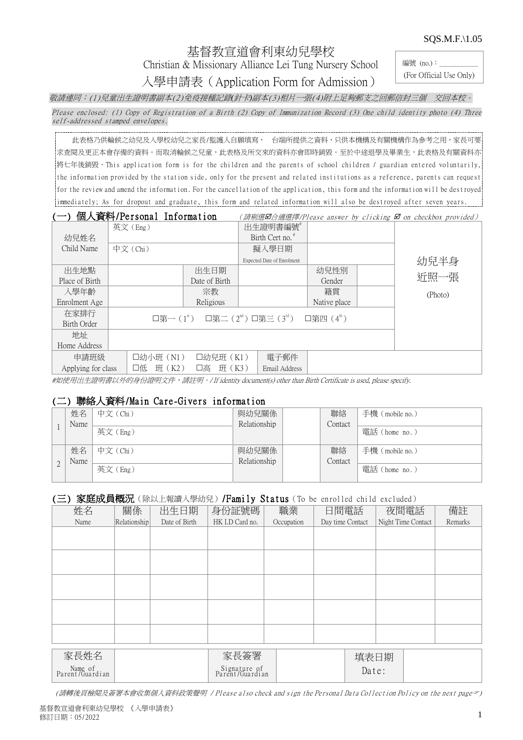SQS.M.F.\1.05

# 基督教宣道會利東幼兒學校

## Christian & Missionary Alliance Lei Tung Nursery School

## 入學申請表（Application Form for Admission）

編號 (no.)：__________
(For Official Use Only)

*敬請連同：(1)兒童出生證明書副本(2)免疫接種記錄(針卡)副本(3)相片一張(4)附上足夠郵支之回郵信封三個　交回本校。*

*Please enclosed: (1) Copy of Registration of a Birth (2) Copy of Immunization Record (3) One child identity photo (4) Three self-addressed stamped envelopes.*

此表格乃供輪候之幼兒及入學校幼兒之家長/監護人自願填寫， 台端所提供之資料，只供本機構及有關機構作為參考之用，家長可要求查閱及更正本會存備的資料。而取消輪候之兒童，此表格及所交來的資料亦會即時銷毀。至於中途退學及畢業生，此表格及有關資料亦將七年後銷毀。This application form is for the children and the parents of school children / guardian entered voluntarily, the information provided by the station side, only for the present and related institutions as a reference, parents can request for the review and amend the information. For the cancellation of the application, this form and the information will be destroyed immediately; As for dropout and graduate, this form and related information will also be destroyed after seven years.

### (一) 個人資料/Personal Information

*(請剔選☑合適選擇/Please answer by clicking ☑ on checkbox provided)*

| 幼兒姓名 Child Name | 英文 (Eng) | | 出生證明書編號# Birth Cert no.# | | | | 幼兒半身近照一張 (Photo) |
|---|---|---|---|---|---|---|---|
| | 中文 (Chi) | | 擬入學日期 Expected Date of Enrolment | | | | |
| 出生地點 Place of Birth | | 出生日期 Date of Birth | | 幼兒性別 Gender | | | |
| 入學年齡 Enrolment Age | | 宗教 Religious | | 籍貫 Native place | | | |
| 在家排行 Birth Order | □第一 (1st)　□第二 (2nd) □第三 (3rd)　□第四 (4th) | | | | | | |
| 地址 Home Address | | | | | | | |
| 申請班級 Applying for class | □幼小班 (N1)　□低　班 (K2) | □幼兒班 (K1)　□高　班 (K3) | 電子郵件 Email Address | | | | |

*#如使用出生證明書以外的身份證明文件，請註明。/ If identity document(s) other than Birth Certificate is used, please specify.*

### (二) 聯絡人資料/Main Care-Givers information

| | 姓名 Name | | 與幼兒關係 Relationship | | 聯絡 Contact | |
|---|---|---|---|---|---|---|
| 1 | | 中文 (Chi) | | | | 手機 (mobile no.) |
| | | 英文 (Eng) | | | | 電話 (home no.) |
| 2 | | 中文 (Chi) | | | | 手機 (mobile no.) |
| | | 英文 (Eng) | | | | 電話 (home no.) |

### (三) 家庭成員概況 (除以上報讀入學幼兒) /Family Status (To be enrolled child excluded)

| 姓名 Name | 關係 Relationship | 出生日期 Date of Birth | 身份証號碼 HK I.D Card no. | 職業 Occupation | 日間電話 Day time Contact | 夜間電話 Night Time Contact | 備註 Remarks |
|---|---|---|---|---|---|---|---|
| | | | | | | | |
| | | | | | | | |
| | | | | | | | |
| | | | | | | | |
| | | | | | | | |

| 家長姓名 Name of Parent/Guardian | | 家長簽署 Signature of Parent/Guardian | | 填表日期 Date: | |
|---|---|---|---|---|---|

*(請轉後頁檢閱及簽署本會收集個人資料政策聲明 / Please also check and sign the Personal Data Collection Policy on the next page☞)*

基督教宣道會利東幼兒學校 《入學申請表》
修訂日期：05/2022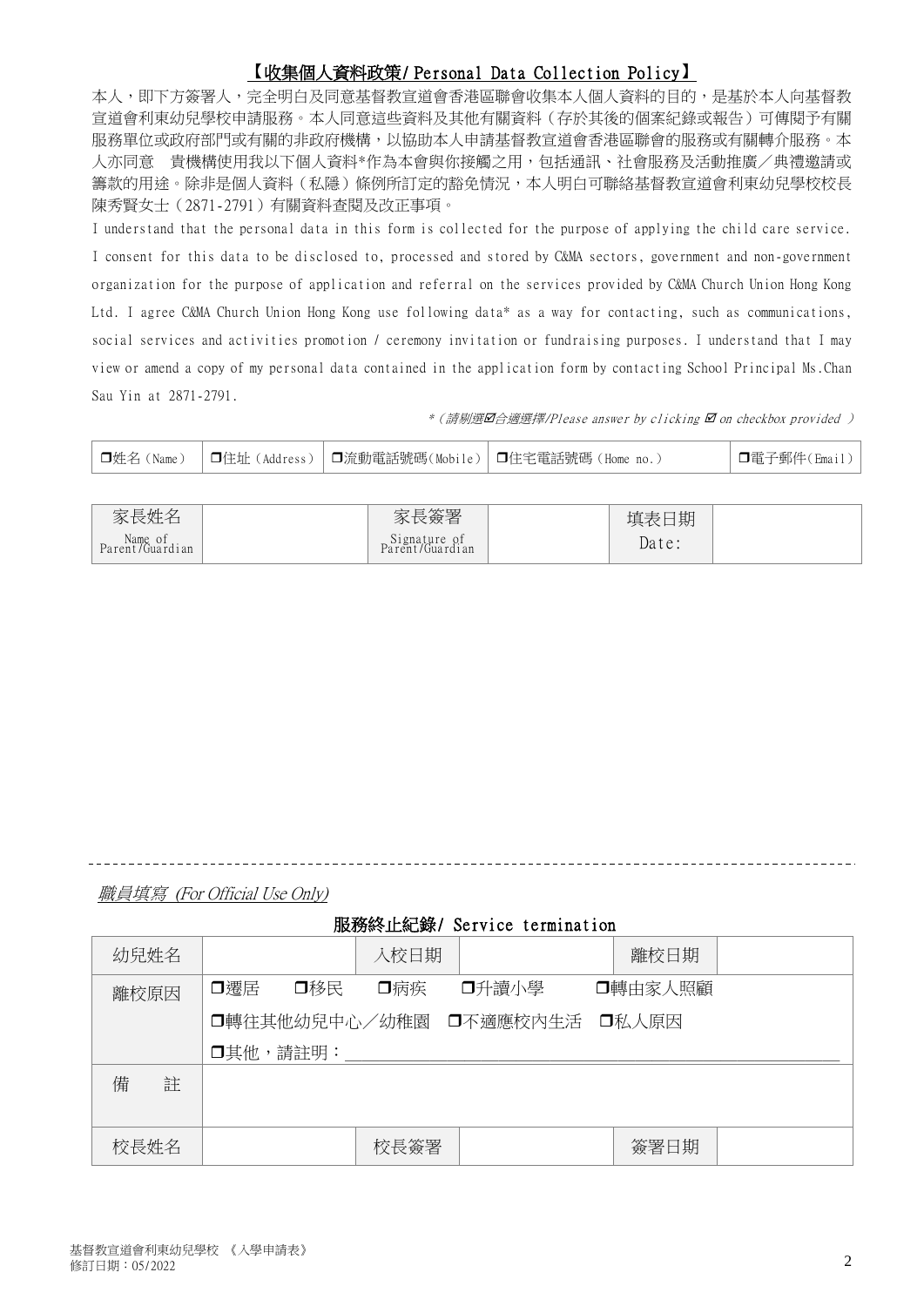## 【收集個人資料政策/ Personal Data Collection Policy】

本人，即下方簽署人，完全明白及同意基督教宣道會香港區聯會收集本人個人資料的目的，是基於本人向基督教宣道會利東幼兒學校申請服務。本人同意這些資料及其他有關資料（存於其後的個案紀錄或報告）可傳閱予有關服務單位或政府部門或有關的非政府機構，以協助本人申請基督教宣道會香港區聯會的服務或有關轉介服務。本人亦同意　貴機構使用我以下個人資料*作為本會與你接觸之用，包括通訊、社會服務及活動推廣／典禮邀請或籌款的用途。除非是個人資料（私隱）條例所訂定的豁免情況，本人明白可聯絡基督教宣道會利東幼兒學校校長陳秀賢女士（2871-2791）有關資料查閱及改正事項。

I understand that the personal data in this form is collected for the purpose of applying the child care service. I consent for this data to be disclosed to, processed and stored by C&MA sectors, government and non-government organization for the purpose of application and referral on the services provided by C&MA Church Union Hong Kong Ltd. I agree C&MA Church Union Hong Kong use following data* as a way for contacting, such as communications, social services and activities promotion / ceremony invitation or fundraising purposes. I understand that I may view or amend a copy of my personal data contained in the application form by contacting School Principal Ms.Chan Sau Yin at 2871-2791.

*（請剔選☑合適選擇/Please answer by clicking ☑ on checkbox provided ）

| | | | | |
|---|---|---|---|---|
| ❒姓名（Name） | ❒住址（Address） | ❒流動電話號碼(Mobile) | ❒住宅電話號碼（Home no.） | ❒電子郵件(Email) |

| | | | | | |
|---|---|---|---|---|---|
| 家長姓名 Name of Parent/Guardian | | 家長簽署 Signature of Parent/Guardian | | 填表日期 Date: | |

---

*職員填寫 (For Official Use Only)*

### 服務終止紀錄/ Service termination

| | | | | | |
|---|---|---|---|---|---|
| 幼兒姓名 | | 入校日期 | | 離校日期 | |
| 離校原因 | ❒遷居　❒移民　❒病疾　❒升讀小學　❒轉由家人照顧<br>❒轉往其他幼兒中心／幼稚園　❒不適應校內生活　❒私人原因<br>❒其他，請註明：________ | | | | |
| 備　　註 | | | | | |
| 校長姓名 | | 校長簽署 | | 簽署日期 | |

基督教宣道會利東幼兒學校 《入學申請表》
修訂日期：05/2022